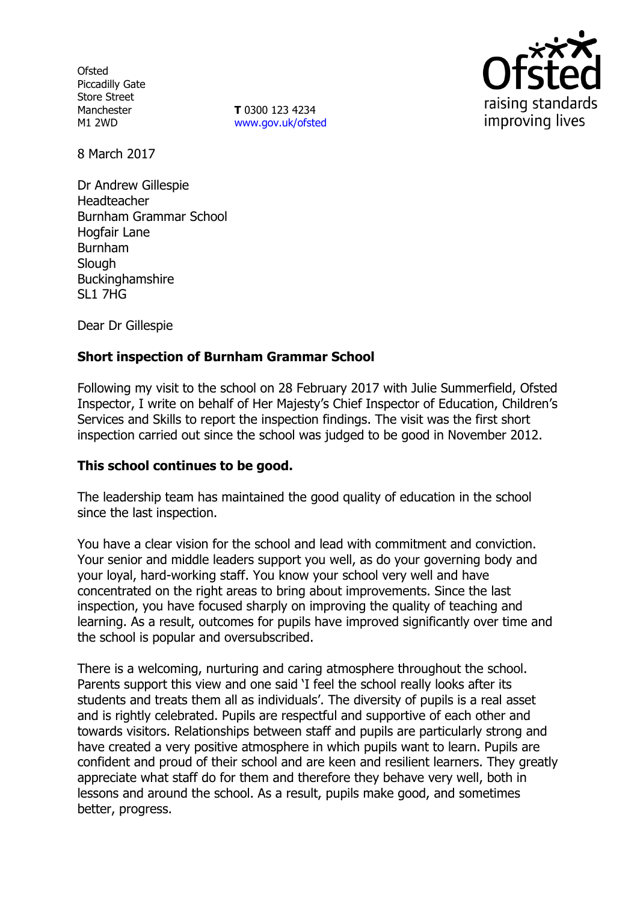Ofsted
Piccadilly Gate
Store Street
Manchester
M1 2WD

**T** 0300 123 4234
www.gov.uk/ofsted

8 March 2017

Dr Andrew Gillespie
Headteacher
Burnham Grammar School
Hogfair Lane
Burnham
Slough
Buckinghamshire
SL1 7HG

Dear Dr Gillespie

**Short inspection of Burnham Grammar School**

Following my visit to the school on 28 February 2017 with Julie Summerfield, Ofsted Inspector, I write on behalf of Her Majesty's Chief Inspector of Education, Children's Services and Skills to report the inspection findings. The visit was the first short inspection carried out since the school was judged to be good in November 2012.

**This school continues to be good.**

The leadership team has maintained the good quality of education in the school since the last inspection.

You have a clear vision for the school and lead with commitment and conviction. Your senior and middle leaders support you well, as do your governing body and your loyal, hard-working staff. You know your school very well and have concentrated on the right areas to bring about improvements. Since the last inspection, you have focused sharply on improving the quality of teaching and learning. As a result, outcomes for pupils have improved significantly over time and the school is popular and oversubscribed.

There is a welcoming, nurturing and caring atmosphere throughout the school. Parents support this view and one said 'I feel the school really looks after its students and treats them all as individuals'. The diversity of pupils is a real asset and is rightly celebrated. Pupils are respectful and supportive of each other and towards visitors. Relationships between staff and pupils are particularly strong and have created a very positive atmosphere in which pupils want to learn. Pupils are confident and proud of their school and are keen and resilient learners. They greatly appreciate what staff do for them and therefore they behave very well, both in lessons and around the school. As a result, pupils make good, and sometimes better, progress.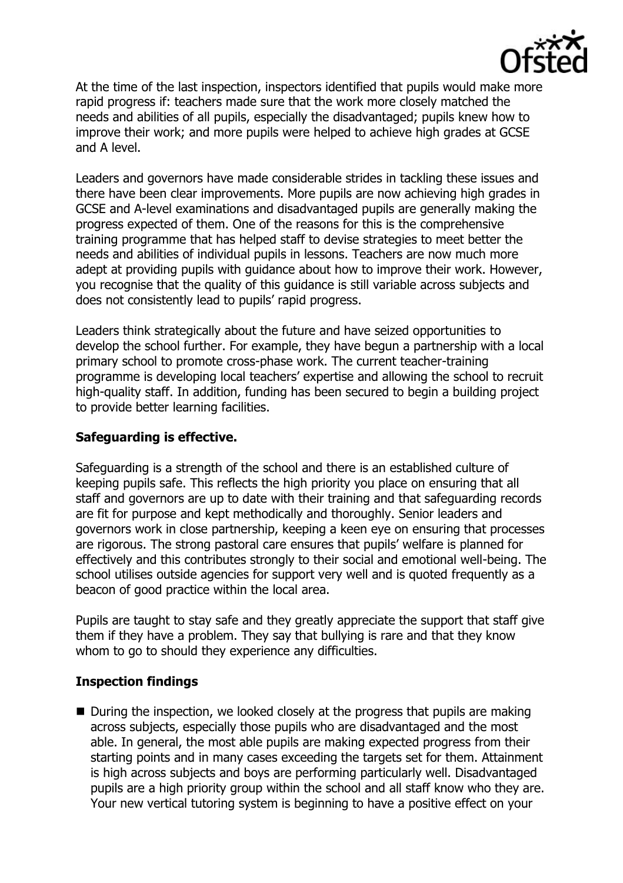At the time of the last inspection, inspectors identified that pupils would make more rapid progress if: teachers made sure that the work more closely matched the needs and abilities of all pupils, especially the disadvantaged; pupils knew how to improve their work; and more pupils were helped to achieve high grades at GCSE and A level.

Leaders and governors have made considerable strides in tackling these issues and there have been clear improvements. More pupils are now achieving high grades in GCSE and A-level examinations and disadvantaged pupils are generally making the progress expected of them. One of the reasons for this is the comprehensive training programme that has helped staff to devise strategies to meet better the needs and abilities of individual pupils in lessons. Teachers are now much more adept at providing pupils with guidance about how to improve their work. However, you recognise that the quality of this guidance is still variable across subjects and does not consistently lead to pupils' rapid progress.

Leaders think strategically about the future and have seized opportunities to develop the school further. For example, they have begun a partnership with a local primary school to promote cross-phase work. The current teacher-training programme is developing local teachers' expertise and allowing the school to recruit high-quality staff. In addition, funding has been secured to begin a building project to provide better learning facilities.

**Safeguarding is effective.**

Safeguarding is a strength of the school and there is an established culture of keeping pupils safe. This reflects the high priority you place on ensuring that all staff and governors are up to date with their training and that safeguarding records are fit for purpose and kept methodically and thoroughly. Senior leaders and governors work in close partnership, keeping a keen eye on ensuring that processes are rigorous. The strong pastoral care ensures that pupils' welfare is planned for effectively and this contributes strongly to their social and emotional well-being. The school utilises outside agencies for support very well and is quoted frequently as a beacon of good practice within the local area.

Pupils are taught to stay safe and they greatly appreciate the support that staff give them if they have a problem. They say that bullying is rare and that they know whom to go to should they experience any difficulties.

**Inspection findings**

- During the inspection, we looked closely at the progress that pupils are making across subjects, especially those pupils who are disadvantaged and the most able. In general, the most able pupils are making expected progress from their starting points and in many cases exceeding the targets set for them. Attainment is high across subjects and boys are performing particularly well. Disadvantaged pupils are a high priority group within the school and all staff know who they are. Your new vertical tutoring system is beginning to have a positive effect on your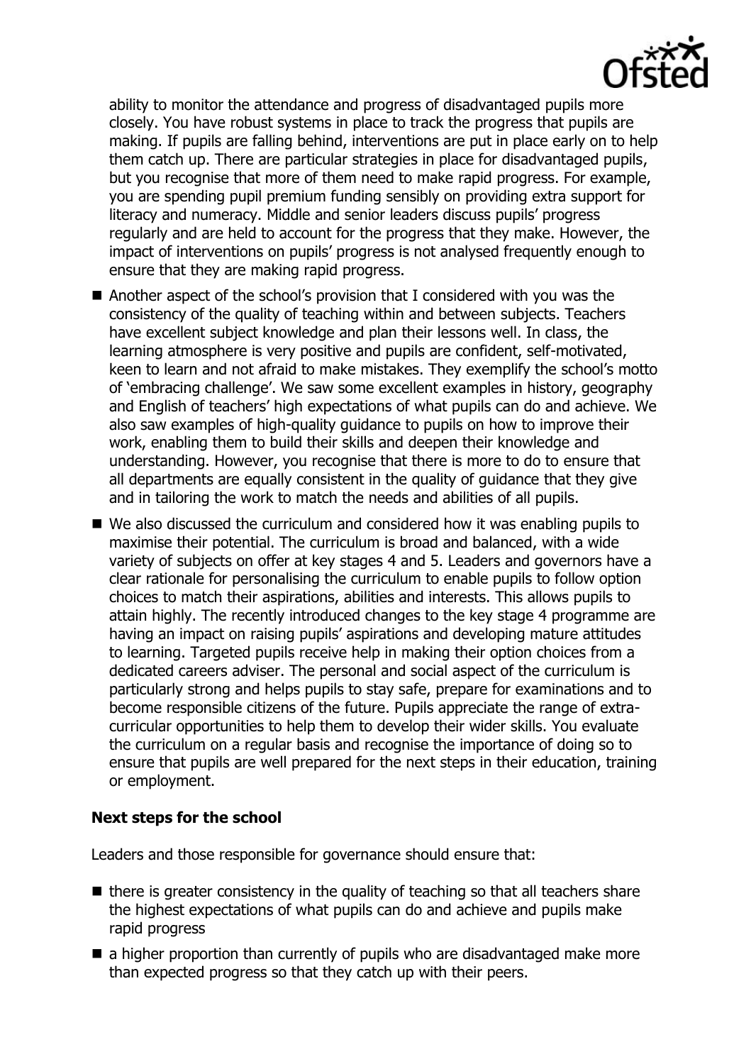ability to monitor the attendance and progress of disadvantaged pupils more closely. You have robust systems in place to track the progress that pupils are making. If pupils are falling behind, interventions are put in place early on to help them catch up. There are particular strategies in place for disadvantaged pupils, but you recognise that more of them need to make rapid progress. For example, you are spending pupil premium funding sensibly on providing extra support for literacy and numeracy. Middle and senior leaders discuss pupils' progress regularly and are held to account for the progress that they make. However, the impact of interventions on pupils' progress is not analysed frequently enough to ensure that they are making rapid progress.

- Another aspect of the school's provision that I considered with you was the consistency of the quality of teaching within and between subjects. Teachers have excellent subject knowledge and plan their lessons well. In class, the learning atmosphere is very positive and pupils are confident, self-motivated, keen to learn and not afraid to make mistakes. They exemplify the school's motto of 'embracing challenge'. We saw some excellent examples in history, geography and English of teachers' high expectations of what pupils can do and achieve. We also saw examples of high-quality guidance to pupils on how to improve their work, enabling them to build their skills and deepen their knowledge and understanding. However, you recognise that there is more to do to ensure that all departments are equally consistent in the quality of guidance that they give and in tailoring the work to match the needs and abilities of all pupils.
- We also discussed the curriculum and considered how it was enabling pupils to maximise their potential. The curriculum is broad and balanced, with a wide variety of subjects on offer at key stages 4 and 5. Leaders and governors have a clear rationale for personalising the curriculum to enable pupils to follow option choices to match their aspirations, abilities and interests. This allows pupils to attain highly. The recently introduced changes to the key stage 4 programme are having an impact on raising pupils' aspirations and developing mature attitudes to learning. Targeted pupils receive help in making their option choices from a dedicated careers adviser. The personal and social aspect of the curriculum is particularly strong and helps pupils to stay safe, prepare for examinations and to become responsible citizens of the future. Pupils appreciate the range of extra-curricular opportunities to help them to develop their wider skills. You evaluate the curriculum on a regular basis and recognise the importance of doing so to ensure that pupils are well prepared for the next steps in their education, training or employment.

## Next steps for the school

Leaders and those responsible for governance should ensure that:

- there is greater consistency in the quality of teaching so that all teachers share the highest expectations of what pupils can do and achieve and pupils make rapid progress
- a higher proportion than currently of pupils who are disadvantaged make more than expected progress so that they catch up with their peers.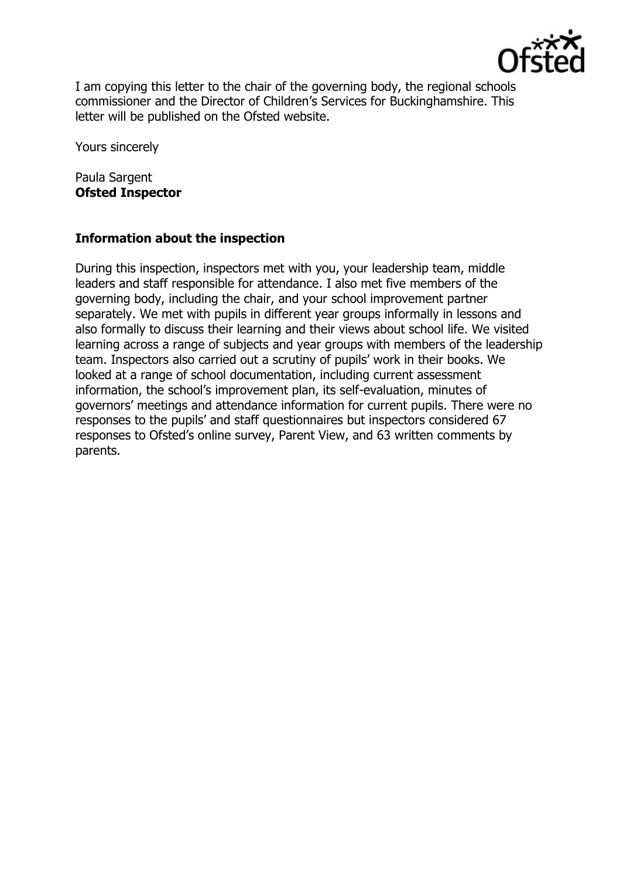I am copying this letter to the chair of the governing body, the regional schools commissioner and the Director of Children's Services for Buckinghamshire. This letter will be published on the Ofsted website.

Yours sincerely

Paula Sargent
**Ofsted Inspector**

## Information about the inspection

During this inspection, inspectors met with you, your leadership team, middle leaders and staff responsible for attendance. I also met five members of the governing body, including the chair, and your school improvement partner separately. We met with pupils in different year groups informally in lessons and also formally to discuss their learning and their views about school life. We visited learning across a range of subjects and year groups with members of the leadership team. Inspectors also carried out a scrutiny of pupils' work in their books. We looked at a range of school documentation, including current assessment information, the school's improvement plan, its self-evaluation, minutes of governors' meetings and attendance information for current pupils. There were no responses to the pupils' and staff questionnaires but inspectors considered 67 responses to Ofsted's online survey, Parent View, and 63 written comments by parents.